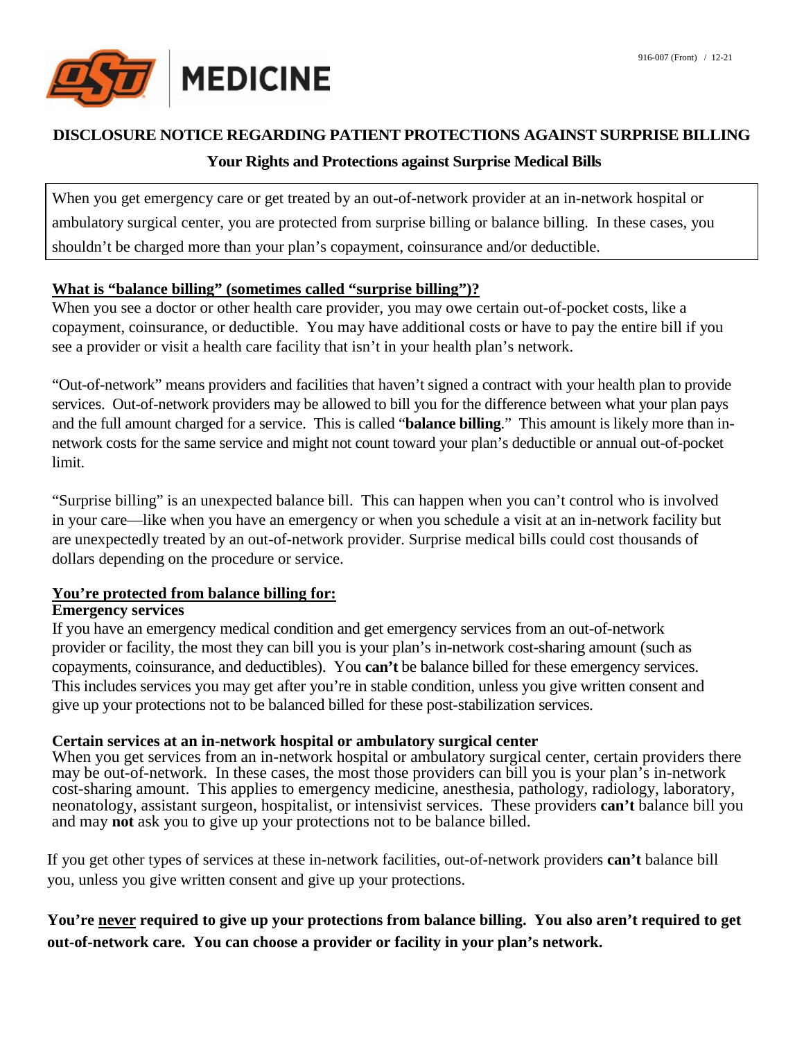MEDICINE

916-007 (Front) / 12-21

## DISCLOSURE NOTICE REGARDING PATIENT PROTECTIONS AGAINST SURPRISE BILLING

### Your Rights and Protections against Surprise Medical Bills

When you get emergency care or get treated by an out-of-network provider at an in-network hospital or ambulatory surgical center, you are protected from surprise billing or balance billing. In these cases, you shouldn't be charged more than your plan's copayment, coinsurance and/or deductible.

**What is "balance billing" (sometimes called "surprise billing")?**

When you see a doctor or other health care provider, you may owe certain out-of-pocket costs, like a copayment, coinsurance, or deductible. You may have additional costs or have to pay the entire bill if you see a provider or visit a health care facility that isn't in your health plan's network.

"Out-of-network" means providers and facilities that haven't signed a contract with your health plan to provide services. Out-of-network providers may be allowed to bill you for the difference between what your plan pays and the full amount charged for a service. This is called "**balance billing**." This amount is likely more than in-network costs for the same service and might not count toward your plan's deductible or annual out-of-pocket limit.

"Surprise billing" is an unexpected balance bill. This can happen when you can't control who is involved in your care—like when you have an emergency or when you schedule a visit at an in-network facility but are unexpectedly treated by an out-of-network provider. Surprise medical bills could cost thousands of dollars depending on the procedure or service.

**You're protected from balance billing for:**

**Emergency services**

If you have an emergency medical condition and get emergency services from an out-of-network provider or facility, the most they can bill you is your plan's in-network cost-sharing amount (such as copayments, coinsurance, and deductibles). You **can't** be balance billed for these emergency services. This includes services you may get after you're in stable condition, unless you give written consent and give up your protections not to be balanced billed for these post-stabilization services.

**Certain services at an in-network hospital or ambulatory surgical center**

When you get services from an in-network hospital or ambulatory surgical center, certain providers there may be out-of-network. In these cases, the most those providers can bill you is your plan's in-network cost-sharing amount. This applies to emergency medicine, anesthesia, pathology, radiology, laboratory, neonatology, assistant surgeon, hospitalist, or intensivist services. These providers **can't** balance bill you and may **not** ask you to give up your protections not to be balance billed.

If you get other types of services at these in-network facilities, out-of-network providers **can't** balance bill you, unless you give written consent and give up your protections.

**You're <u>never</u> required to give up your protections from balance billing. You also aren't required to get out-of-network care. You can choose a provider or facility in your plan's network.**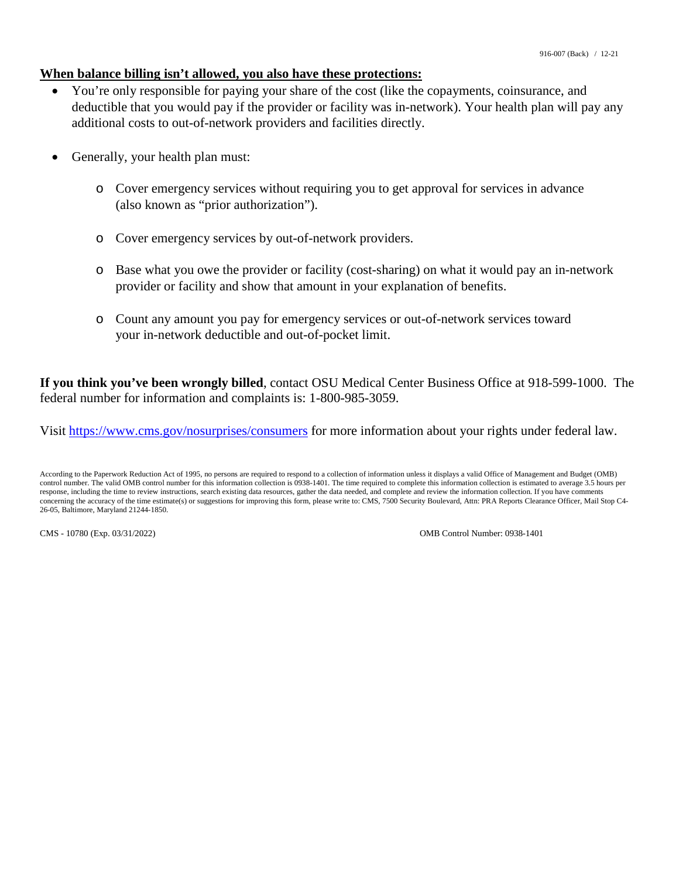**When balance billing isn't allowed, you also have these protections:**

- You're only responsible for paying your share of the cost (like the copayments, coinsurance, and deductible that you would pay if the provider or facility was in-network). Your health plan will pay any additional costs to out-of-network providers and facilities directly.

- Generally, your health plan must:

  - Cover emergency services without requiring you to get approval for services in advance (also known as "prior authorization").

  - Cover emergency services by out-of-network providers.

  - Base what you owe the provider or facility (cost-sharing) on what it would pay an in-network provider or facility and show that amount in your explanation of benefits.

  - Count any amount you pay for emergency services or out-of-network services toward your in-network deductible and out-of-pocket limit.

**If you think you've been wrongly billed**, contact OSU Medical Center Business Office at 918-599-1000. The federal number for information and complaints is: 1-800-985-3059.

Visit [https://www.cms.gov/nosurprises/consumers](https://www.cms.gov/nosurprises/consumers) for more information about your rights under federal law.

According to the Paperwork Reduction Act of 1995, no persons are required to respond to a collection of information unless it displays a valid Office of Management and Budget (OMB) control number. The valid OMB control number for this information collection is 0938-1401. The time required to complete this information collection is estimated to average 3.5 hours per response, including the time to review instructions, search existing data resources, gather the data needed, and complete and review the information collection. If you have comments concerning the accuracy of the time estimate(s) or suggestions for improving this form, please write to: CMS, 7500 Security Boulevard, Attn: PRA Reports Clearance Officer, Mail Stop C4-26-05, Baltimore, Maryland 21244-1850.

CMS - 10780 (Exp. 03/31/2022) OMB Control Number: 0938-1401